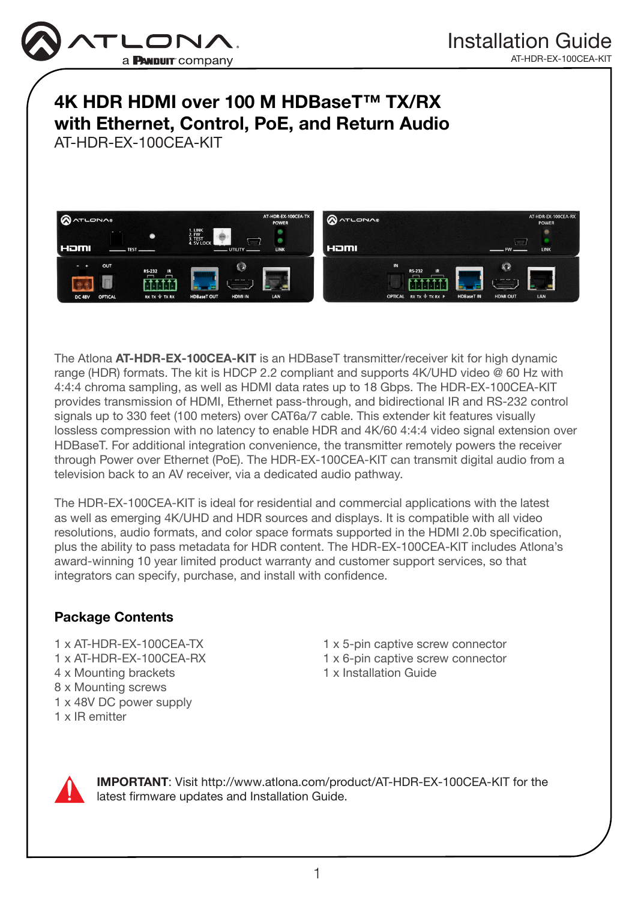Installation Guide

AT-HDR-EX-100CEA-KIT

# 4K HDR HDMI over 100 M HDBaseT™ TX/RX with Ethernet, Control, PoE, and Return Audio

AT-HDR-EX-100CEA-KIT

The Atlona **AT-HDR-EX-100CEA-KIT** is an HDBaseT transmitter/receiver kit for high dynamic range (HDR) formats. The kit is HDCP 2.2 compliant and supports 4K/UHD video @ 60 Hz with 4:4:4 chroma sampling, as well as HDMI data rates up to 18 Gbps. The HDR-EX-100CEA-KIT provides transmission of HDMI, Ethernet pass-through, and bidirectional IR and RS-232 control signals up to 330 feet (100 meters) over CAT6a/7 cable. This extender kit features visually lossless compression with no latency to enable HDR and 4K/60 4:4:4 video signal extension over HDBaseT. For additional integration convenience, the transmitter remotely powers the receiver through Power over Ethernet (PoE). The HDR-EX-100CEA-KIT can transmit digital audio from a television back to an AV receiver, via a dedicated audio pathway.

The HDR-EX-100CEA-KIT is ideal for residential and commercial applications with the latest as well as emerging 4K/UHD and HDR sources and displays. It is compatible with all video resolutions, audio formats, and color space formats supported in the HDMI 2.0b specification, plus the ability to pass metadata for HDR content. The HDR-EX-100CEA-KIT includes Atlona's award-winning 10 year limited product warranty and customer support services, so that integrators can specify, purchase, and install with confidence.

## Package Contents

- 1 x AT-HDR-EX-100CEA-TX
- 1 x AT-HDR-EX-100CEA-RX
- 4 x Mounting brackets
- 8 x Mounting screws
- 1 x 48V DC power supply
- 1 x IR emitter
- 1 x 5-pin captive screw connector
- 1 x 6-pin captive screw connector
- 1 x Installation Guide

**IMPORTANT**: Visit http://www.atlona.com/product/AT-HDR-EX-100CEA-KIT for the latest firmware updates and Installation Guide.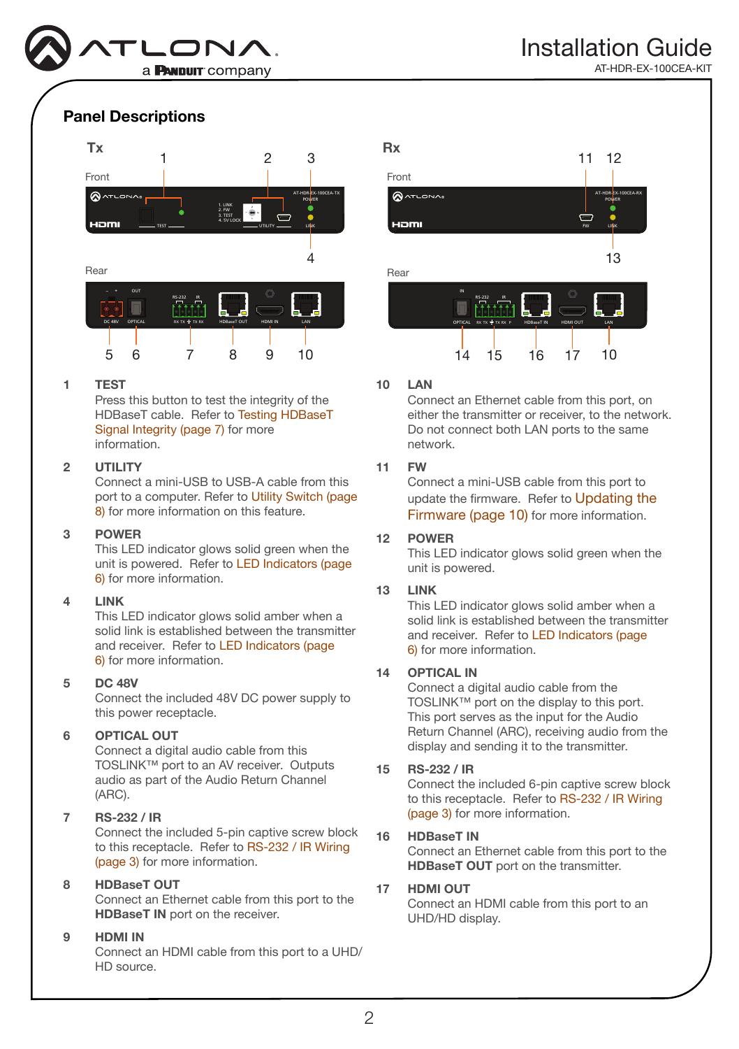## Panel Descriptions

**Tx**

Front

Rear

**Rx**

Front

Rear

1 **TEST**
Press this button to test the integrity of the HDBaseT cable. Refer to Testing HDBaseT Signal Integrity (page 7) for more information.

2 **UTILITY**
Connect a mini-USB to USB-A cable from this port to a computer. Refer to Utility Switch (page 8) for more information on this feature.

3 **POWER**
This LED indicator glows solid green when the unit is powered. Refer to LED Indicators (page 6) for more information.

4 **LINK**
This LED indicator glows solid amber when a solid link is established between the transmitter and receiver. Refer to LED Indicators (page 6) for more information.

5 **DC 48V**
Connect the included 48V DC power supply to this power receptacle.

6 **OPTICAL OUT**
Connect a digital audio cable from this TOSLINK™ port to an AV receiver. Outputs audio as part of the Audio Return Channel (ARC).

7 **RS-232 / IR**
Connect the included 5-pin captive screw block to this receptacle. Refer to RS-232 / IR Wiring (page 3) for more information.

8 **HDBaseT OUT**
Connect an Ethernet cable from this port to the **HDBaseT IN** port on the receiver.

9 **HDMI IN**
Connect an HDMI cable from this port to a UHD/HD source.

10 **LAN**
Connect an Ethernet cable from this port, on either the transmitter or receiver, to the network. Do not connect both LAN ports to the same network.

11 **FW**
Connect a mini-USB cable from this port to update the firmware. Refer to Updating the Firmware (page 10) for more information.

12 **POWER**
This LED indicator glows solid green when the unit is powered.

13 **LINK**
This LED indicator glows solid amber when a solid link is established between the transmitter and receiver. Refer to LED Indicators (page 6) for more information.

14 **OPTICAL IN**
Connect a digital audio cable from the TOSLINK™ port on the display to this port. This port serves as the input for the Audio Return Channel (ARC), receiving audio from the display and sending it to the transmitter.

15 **RS-232 / IR**
Connect the included 6-pin captive screw block to this receptacle. Refer to RS-232 / IR Wiring (page 3) for more information.

16 **HDBaseT IN**
Connect an Ethernet cable from this port to the **HDBaseT OUT** port on the transmitter.

17 **HDMI OUT**
Connect an HDMI cable from this port to an UHD/HD display.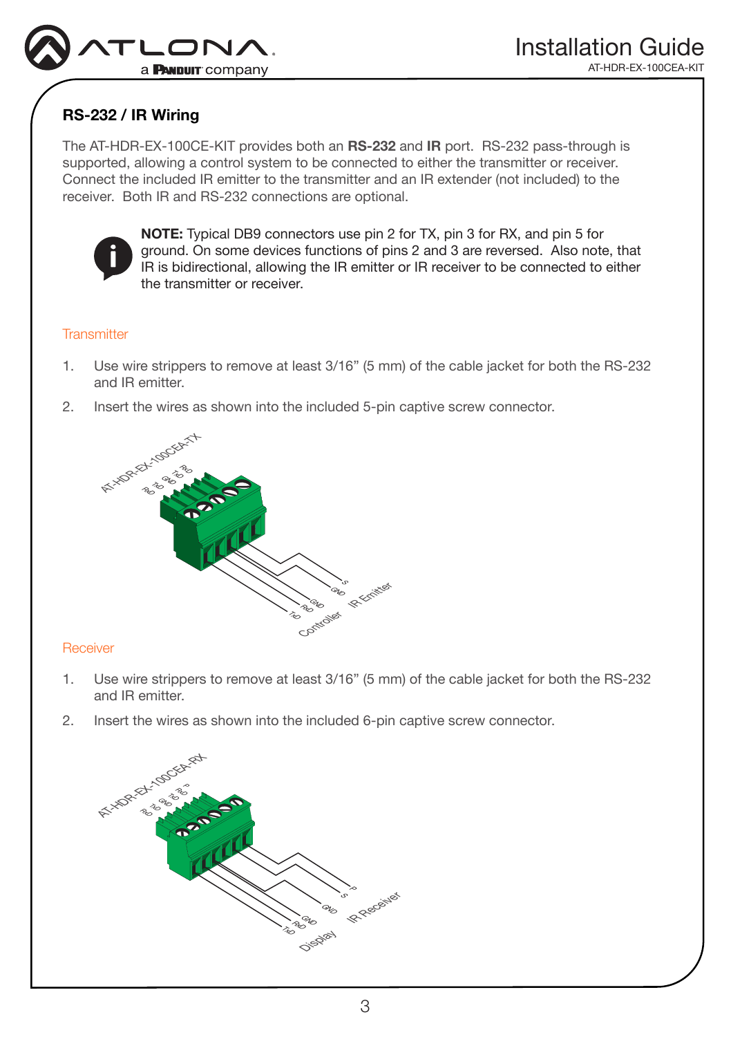## RS-232 / IR Wiring

The AT-HDR-EX-100CE-KIT provides both an **RS-232** and **IR** port. RS-232 pass-through is supported, allowing a control system to be connected to either the transmitter or receiver. Connect the included IR emitter to the transmitter and an IR extender (not included) to the receiver. Both IR and RS-232 connections are optional.

**NOTE:** Typical DB9 connectors use pin 2 for TX, pin 3 for RX, and pin 5 for ground. On some devices functions of pins 2 and 3 are reversed. Also note, that IR is bidirectional, allowing the IR emitter or IR receiver to be connected to either the transmitter or receiver.

### Transmitter

1. Use wire strippers to remove at least 3/16" (5 mm) of the cable jacket for both the RS-232 and IR emitter.
2. Insert the wires as shown into the included 5-pin captive screw connector.

AT-HDR-EX-100CEA-TX: RxD, TxD, GND, TxD, RxD

Controller: TxD, RxD, GND — IR Emitter: GND, S

### Receiver

1. Use wire strippers to remove at least 3/16" (5 mm) of the cable jacket for both the RS-232 and IR emitter.
2. Insert the wires as shown into the included 6-pin captive screw connector.

AT-HDR-EX-100CEA-RX: RxD, TxD, GND, TxD, RxD, P

Display: TxD, RxD, GND — IR Receiver: GND, S, P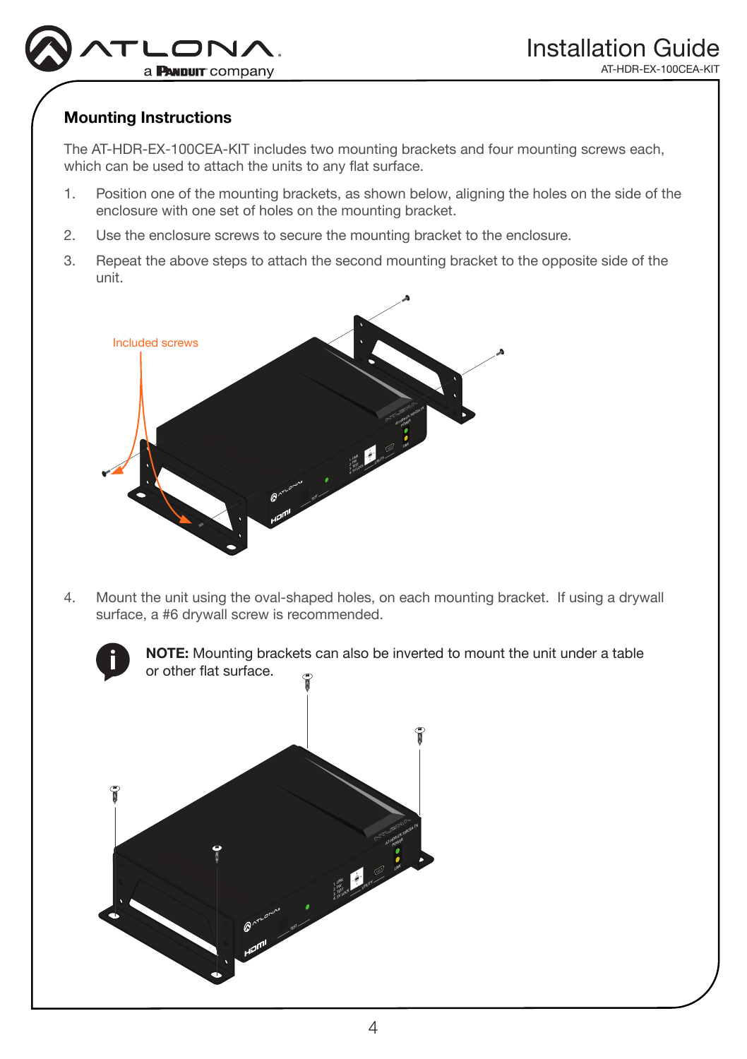## Mounting Instructions

The AT-HDR-EX-100CEA-KIT includes two mounting brackets and four mounting screws each, which can be used to attach the units to any flat surface.

1. Position one of the mounting brackets, as shown below, aligning the holes on the side of the enclosure with one set of holes on the mounting bracket.
2. Use the enclosure screws to secure the mounting bracket to the enclosure.
3. Repeat the above steps to attach the second mounting bracket to the opposite side of the unit.

Included screws

4. Mount the unit using the oval-shaped holes, on each mounting bracket. If using a drywall surface, a #6 drywall screw is recommended.

**NOTE:** Mounting brackets can also be inverted to mount the unit under a table or other flat surface.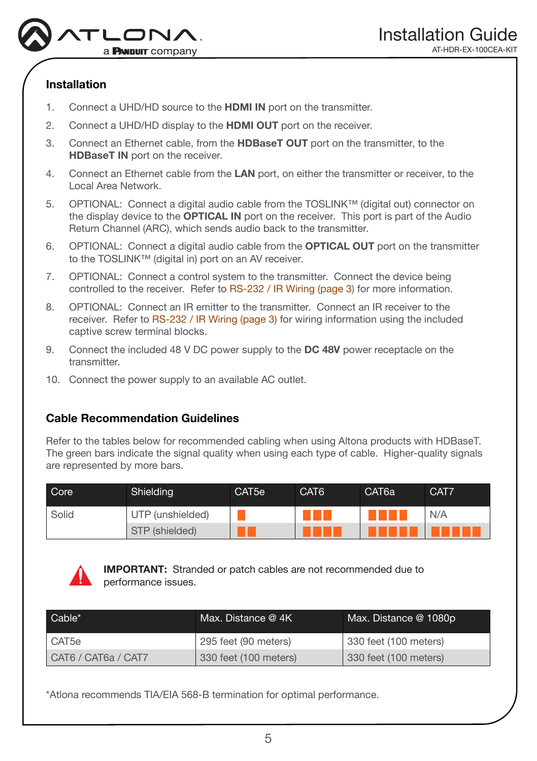## Installation

1. Connect a UHD/HD source to the **HDMI IN** port on the transmitter.
2. Connect a UHD/HD display to the **HDMI OUT** port on the receiver.
3. Connect an Ethernet cable, from the **HDBaseT OUT** port on the transmitter, to the **HDBaseT IN** port on the receiver.
4. Connect an Ethernet cable from the **LAN** port, on either the transmitter or receiver, to the Local Area Network.
5. OPTIONAL: Connect a digital audio cable from the TOSLINK™ (digital out) connector on the display device to the **OPTICAL IN** port on the receiver. This port is part of the Audio Return Channel (ARC), which sends audio back to the transmitter.
6. OPTIONAL: Connect a digital audio cable from the **OPTICAL OUT** port on the transmitter to the TOSLINK™ (digital in) port on an AV receiver.
7. OPTIONAL: Connect a control system to the transmitter. Connect the device being controlled to the receiver. Refer to RS-232 / IR Wiring (page 3) for more information.
8. OPTIONAL: Connect an IR emitter to the transmitter. Connect an IR receiver to the receiver. Refer to RS-232 / IR Wiring (page 3) for wiring information using the included captive screw terminal blocks.
9. Connect the included 48 V DC power supply to the **DC 48V** power receptacle on the transmitter.
10. Connect the power supply to an available AC outlet.

## Cable Recommendation Guidelines

Refer to the tables below for recommended cabling when using Altona products with HDBaseT. The green bars indicate the signal quality when using each type of cable. Higher-quality signals are represented by more bars.

| Core | Shielding | CAT5e | CAT6 | CAT6a | CAT7 |
|---|---|---|---|---|---|
| Solid | UTP (unshielded) | ■ | ■■■ | ■■■■ | N/A |
| | STP (shielded) | ■■ | ■■■■ | ■■■■■ | ■■■■■ |

**IMPORTANT:** Stranded or patch cables are not recommended due to performance issues.

| Cable* | Max. Distance @ 4K | Max. Distance @ 1080p |
|---|---|---|
| CAT5e | 295 feet (90 meters) | 330 feet (100 meters) |
| CAT6 / CAT6a / CAT7 | 330 feet (100 meters) | 330 feet (100 meters) |

*Atlona recommends TIA/EIA 568-B termination for optimal performance.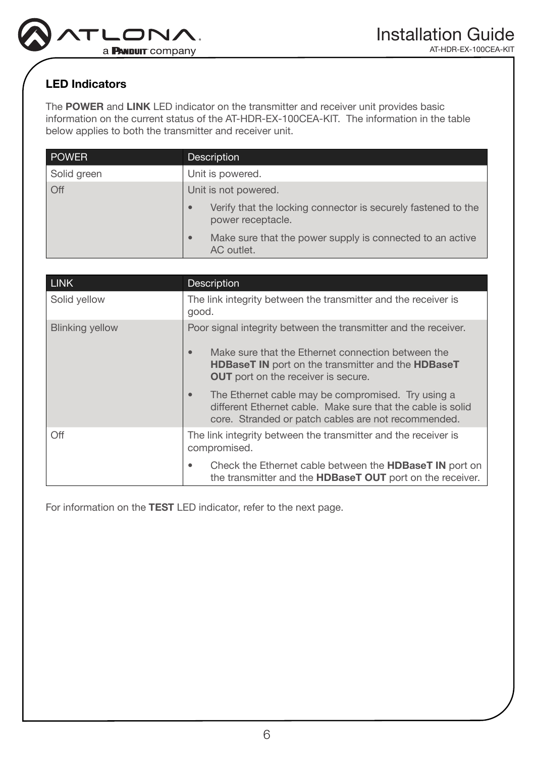## LED Indicators

The **POWER** and **LINK** LED indicator on the transmitter and receiver unit provides basic information on the current status of the AT-HDR-EX-100CEA-KIT. The information in the table below applies to both the transmitter and receiver unit.

| POWER | Description |
|---|---|
| Solid green | Unit is powered. |
| Off | Unit is not powered.<br>• Verify that the locking connector is securely fastened to the power receptacle.<br>• Make sure that the power supply is connected to an active AC outlet. |

| LINK | Description |
|---|---|
| Solid yellow | The link integrity between the transmitter and the receiver is good. |
| Blinking yellow | Poor signal integrity between the transmitter and the receiver.<br>• Make sure that the Ethernet connection between the **HDBaseT IN** port on the transmitter and the **HDBaseT OUT** port on the receiver is secure.<br>• The Ethernet cable may be compromised. Try using a different Ethernet cable. Make sure that the cable is solid core. Stranded or patch cables are not recommended. |
| Off | The link integrity between the transmitter and the receiver is compromised.<br>• Check the Ethernet cable between the **HDBaseT IN** port on the transmitter and the **HDBaseT OUT** port on the receiver. |

For information on the **TEST** LED indicator, refer to the next page.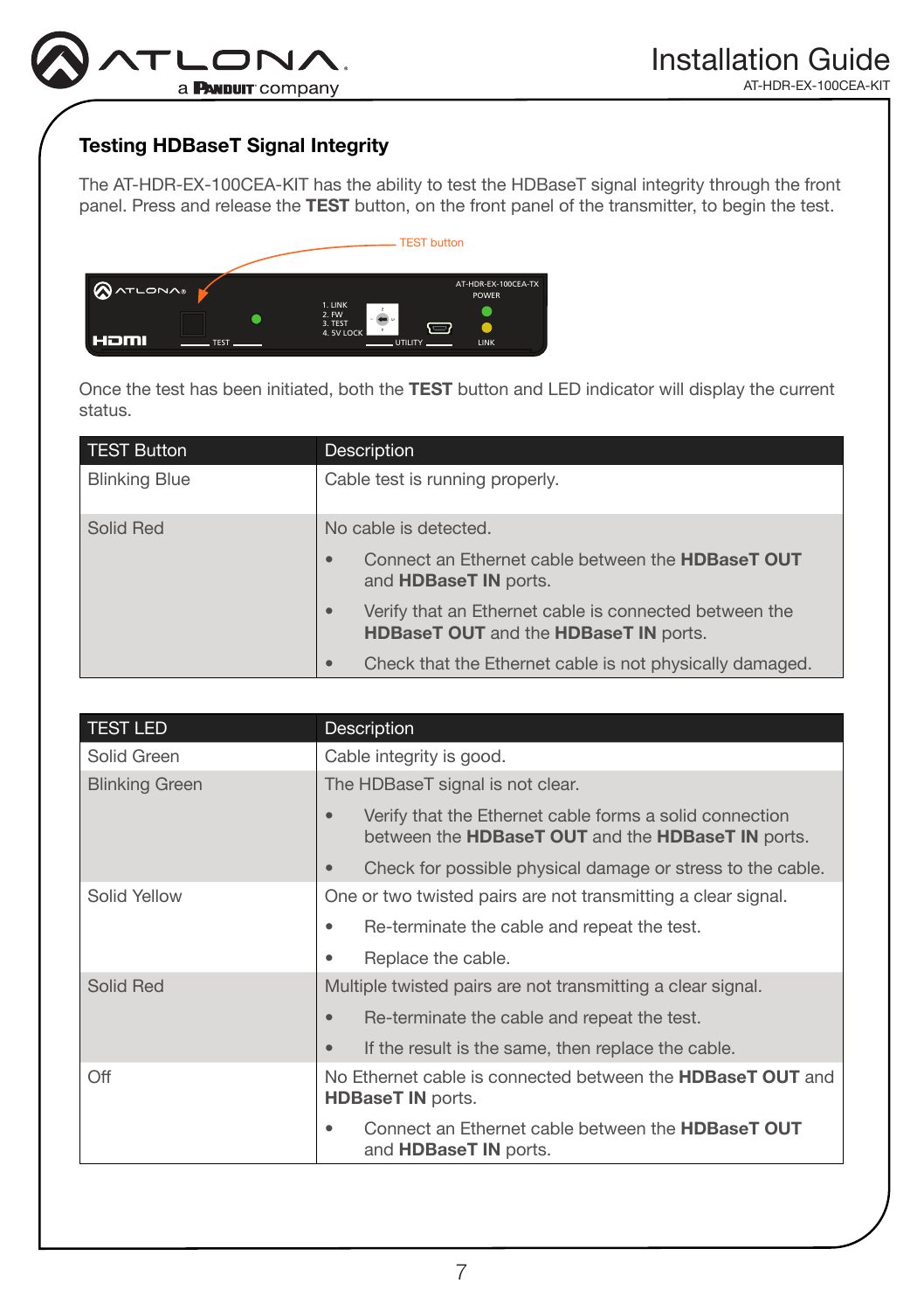## Testing HDBaseT Signal Integrity

The AT-HDR-EX-100CEA-KIT has the ability to test the HDBaseT signal integrity through the front panel. Press and release the **TEST** button, on the front panel of the transmitter, to begin the test.

Once the test has been initiated, both the **TEST** button and LED indicator will display the current status.

| TEST Button | Description |
|---|---|
| Blinking Blue | Cable test is running properly. |
| Solid Red | No cable is detected.<br>• Connect an Ethernet cable between the **HDBaseT OUT** and **HDBaseT IN** ports.<br>• Verify that an Ethernet cable is connected between the **HDBaseT OUT** and the **HDBaseT IN** ports.<br>• Check that the Ethernet cable is not physically damaged. |

| TEST LED | Description |
|---|---|
| Solid Green | Cable integrity is good. |
| Blinking Green | The HDBaseT signal is not clear.<br>• Verify that the Ethernet cable forms a solid connection between the **HDBaseT OUT** and the **HDBaseT IN** ports.<br>• Check for possible physical damage or stress to the cable. |
| Solid Yellow | One or two twisted pairs are not transmitting a clear signal.<br>• Re-terminate the cable and repeat the test.<br>• Replace the cable. |
| Solid Red | Multiple twisted pairs are not transmitting a clear signal.<br>• Re-terminate the cable and repeat the test.<br>• If the result is the same, then replace the cable. |
| Off | No Ethernet cable is connected between the **HDBaseT OUT** and **HDBaseT IN** ports.<br>• Connect an Ethernet cable between the **HDBaseT OUT** and **HDBaseT IN** ports. |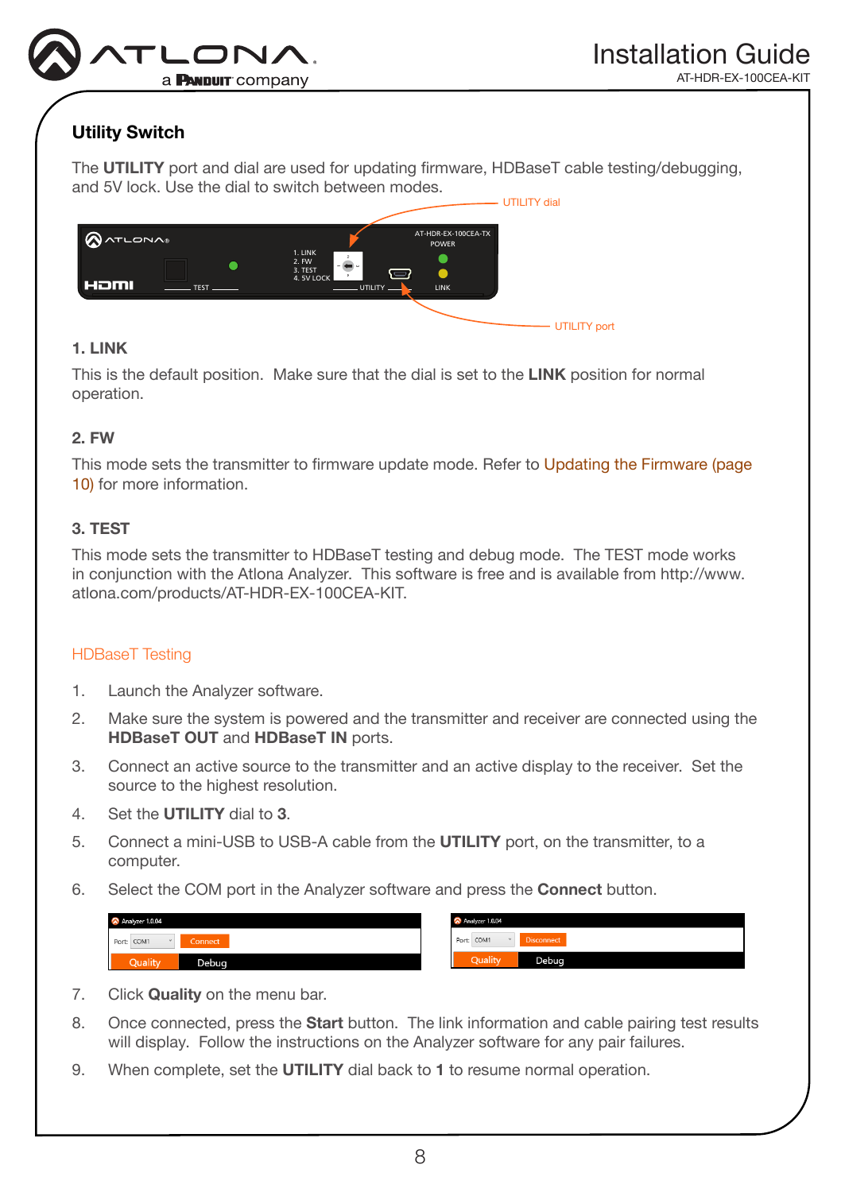## Utility Switch

The **UTILITY** port and dial are used for updating firmware, HDBaseT cable testing/debugging, and 5V lock. Use the dial to switch between modes.

### 1. LINK

This is the default position. Make sure that the dial is set to the **LINK** position for normal operation.

### 2. FW

This mode sets the transmitter to firmware update mode. Refer to Updating the Firmware (page 10) for more information.

### 3. TEST

This mode sets the transmitter to HDBaseT testing and debug mode. The TEST mode works in conjunction with the Atlona Analyzer. This software is free and is available from http://www.atlona.com/products/AT-HDR-EX-100CEA-KIT.

### HDBaseT Testing

1. Launch the Analyzer software.
2. Make sure the system is powered and the transmitter and receiver are connected using the **HDBaseT OUT** and **HDBaseT IN** ports.
3. Connect an active source to the transmitter and an active display to the receiver. Set the source to the highest resolution.
4. Set the **UTILITY** dial to **3**.
5. Connect a mini-USB to USB-A cable from the **UTILITY** port, on the transmitter, to a computer.
6. Select the COM port in the Analyzer software and press the **Connect** button.
7. Click **Quality** on the menu bar.
8. Once connected, press the **Start** button. The link information and cable pairing test results will display. Follow the instructions on the Analyzer software for any pair failures.
9. When complete, set the **UTILITY** dial back to **1** to resume normal operation.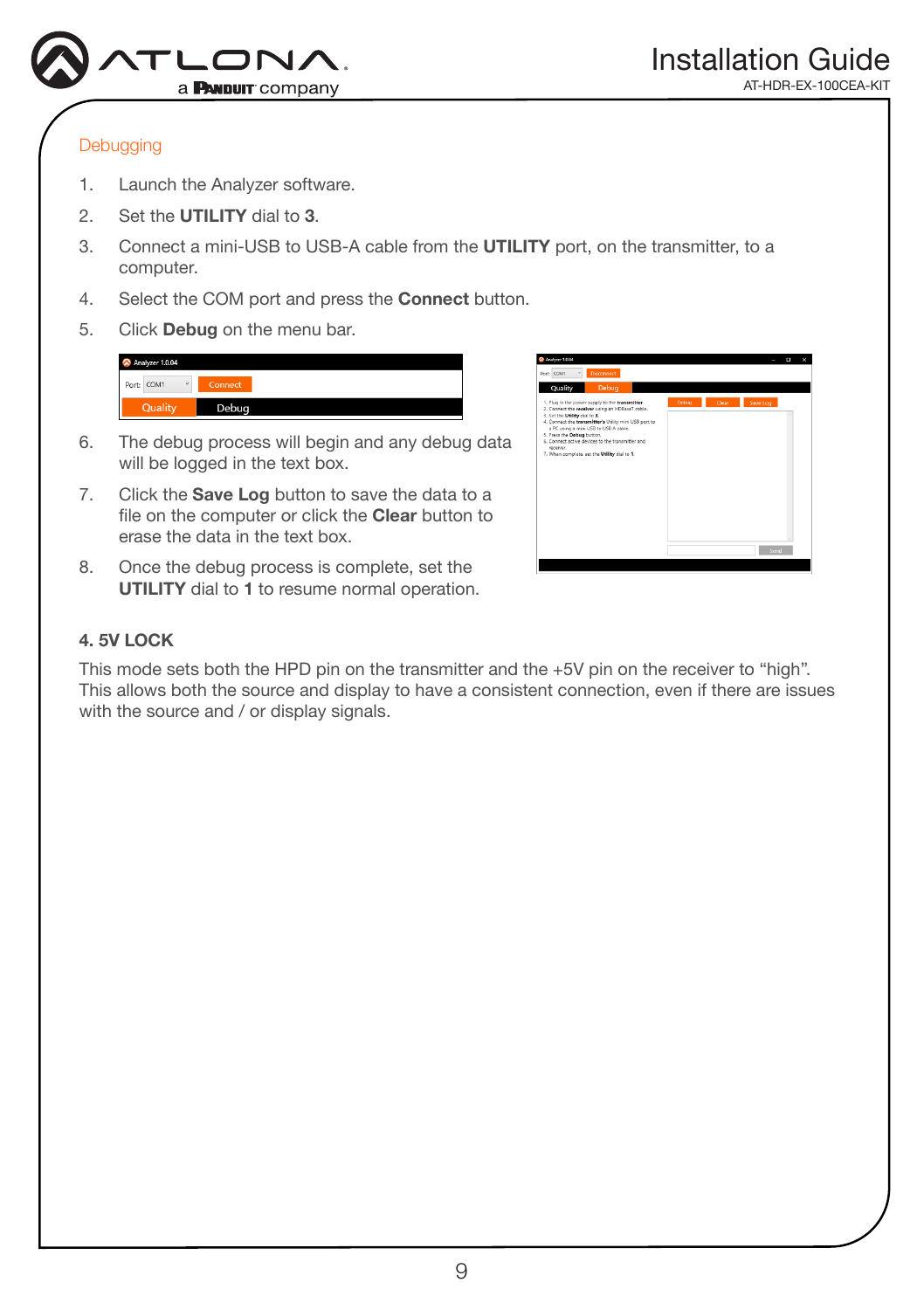## Debugging

1. Launch the Analyzer software.
2. Set the **UTILITY** dial to **3**.
3. Connect a mini-USB to USB-A cable from the **UTILITY** port, on the transmitter, to a computer.
4. Select the COM port and press the **Connect** button.
5. Click **Debug** on the menu bar.
6. The debug process will begin and any debug data will be logged in the text box.
7. Click the **Save Log** button to save the data to a file on the computer or click the **Clear** button to erase the data in the text box.
8. Once the debug process is complete, set the **UTILITY** dial to **1** to resume normal operation.

### 4. 5V LOCK

This mode sets both the HPD pin on the transmitter and the +5V pin on the receiver to “high”. This allows both the source and display to have a consistent connection, even if there are issues with the source and / or display signals.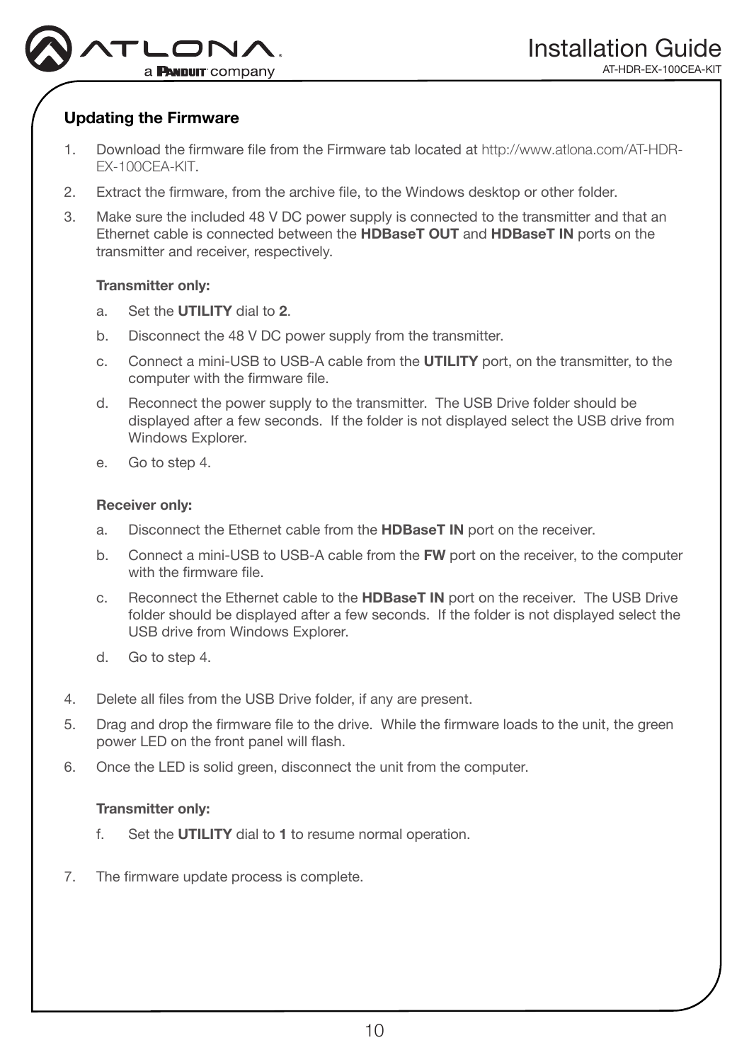## Updating the Firmware

1. Download the firmware file from the Firmware tab located at http://www.atlona.com/AT-HDR-EX-100CEA-KIT.
2. Extract the firmware, from the archive file, to the Windows desktop or other folder.
3. Make sure the included 48 V DC power supply is connected to the transmitter and that an Ethernet cable is connected between the **HDBaseT OUT** and **HDBaseT IN** ports on the transmitter and receiver, respectively.

   **Transmitter only:**

   a. Set the **UTILITY** dial to **2**.
   b. Disconnect the 48 V DC power supply from the transmitter.
   c. Connect a mini-USB to USB-A cable from the **UTILITY** port, on the transmitter, to the computer with the firmware file.
   d. Reconnect the power supply to the transmitter. The USB Drive folder should be displayed after a few seconds. If the folder is not displayed select the USB drive from Windows Explorer.
   e. Go to step 4.

   **Receiver only:**

   a. Disconnect the Ethernet cable from the **HDBaseT IN** port on the receiver.
   b. Connect a mini-USB to USB-A cable from the **FW** port on the receiver, to the computer with the firmware file.
   c. Reconnect the Ethernet cable to the **HDBaseT IN** port on the receiver. The USB Drive folder should be displayed after a few seconds. If the folder is not displayed select the USB drive from Windows Explorer.
   d. Go to step 4.

4. Delete all files from the USB Drive folder, if any are present.
5. Drag and drop the firmware file to the drive. While the firmware loads to the unit, the green power LED on the front panel will flash.
6. Once the LED is solid green, disconnect the unit from the computer.

   **Transmitter only:**

   f. Set the **UTILITY** dial to **1** to resume normal operation.

7. The firmware update process is complete.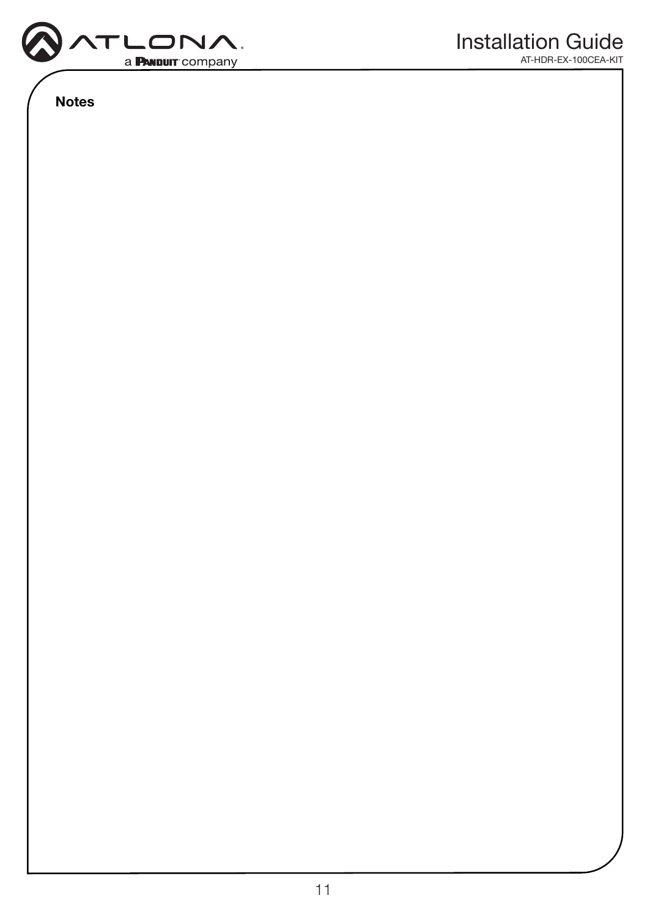**Notes**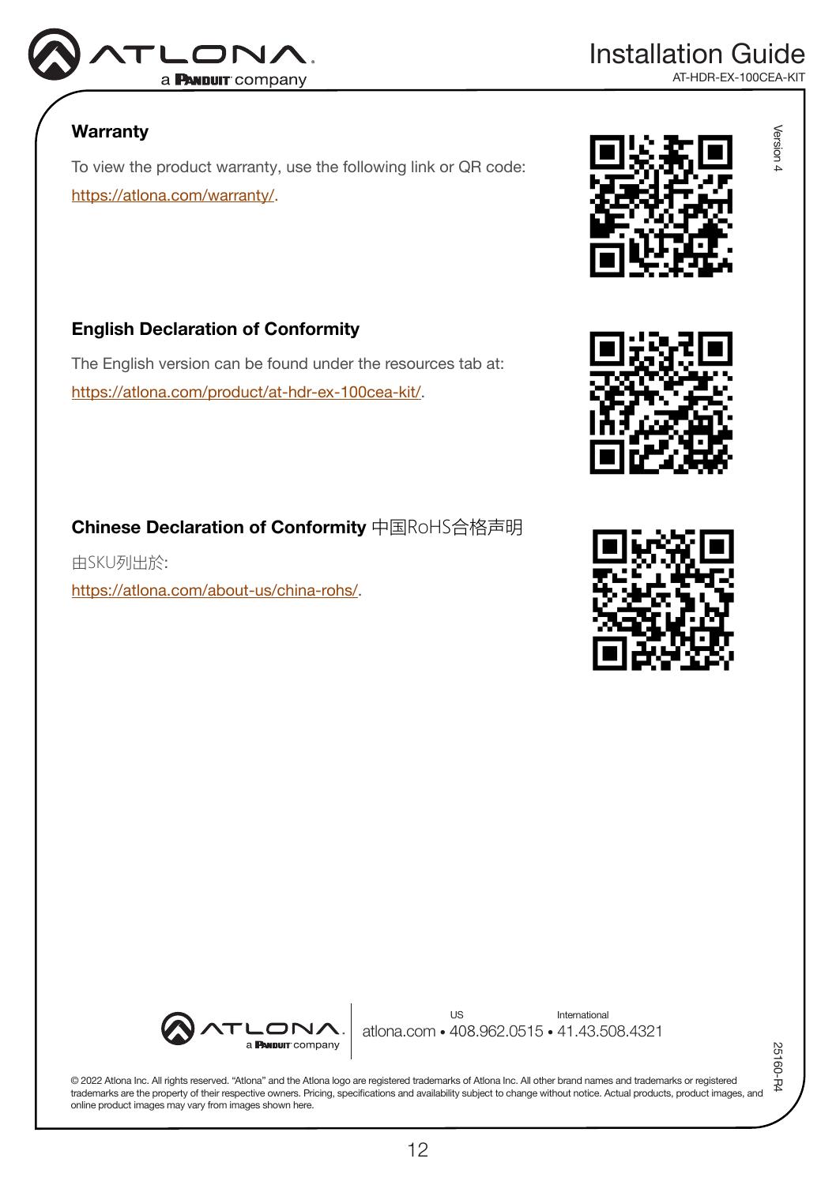## Warranty

To view the product warranty, use the following link or QR code:

https://atlona.com/warranty/.

## English Declaration of Conformity

The English version can be found under the resources tab at:

https://atlona.com/product/at-hdr-ex-100cea-kit/.

## Chinese Declaration of Conformity 中国RoHS合格声明

由SKU列出於:

https://atlona.com/about-us/china-rohs/.

atlona.com • US 408.962.0515 • International 41.43.508.4321

© 2022 Atlona Inc. All rights reserved. "Atlona" and the Atlona logo are registered trademarks of Atlona Inc. All other brand names and trademarks or registered trademarks are the property of their respective owners. Pricing, specifications and availability subject to change without notice. Actual products, product images, and online product images may vary from images shown here.

25160-R4